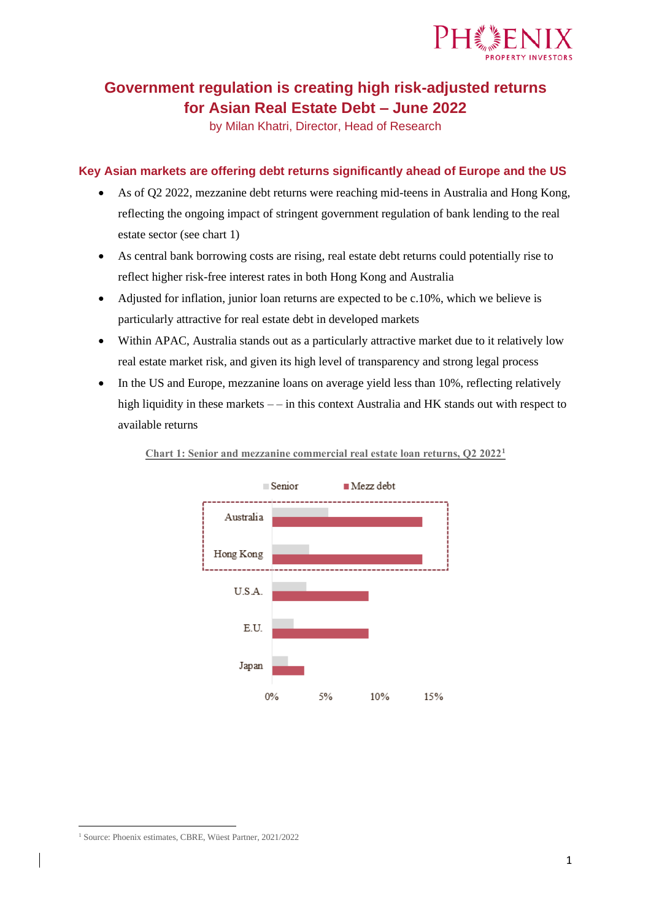# Government regulation is creating high risk-adjusted returns for Asian Real Estate Debt – June 2022

by Milan Khatri, Director, Head of Research

## Key Asian markets are offering debt returns significantly ahead of Europe and the US

- As of Q2 2022, mezzanine debt returns were reaching mid-teens in Australia and Hong Kong, reflecting the ongoing impact of stringent government regulation of bank lending to the real estate sector (see chart 1)
- As central bank borrowing costs are rising, real estate debt returns could potentially rise to reflect higher risk-free interest rates in both Hong Kong and Australia
- Adjusted for inflation, junior loan returns are expected to be c.10%, which we believe is particularly attractive for real estate debt in developed markets
- Within APAC, Australia stands out as a particularly attractive market due to it relatively low real estate market risk, and given its high level of transparency and strong legal process
- In the US and Europe, mezzanine loans on average yield less than 10%, reflecting relatively high liquidity in these markets – – in this context Australia and HK stands out with respect to available returns

**Chart 1: Senior and mezzanine commercial real estate loan returns, Q2 2022[1]**

Senior | Mezz debt

Australia

Hong Kong

U.S.A.

E.U.

Japan

0% 5% 10% 15%

[1] Source: Phoenix estimates, CBRE, Wüest Partner, 2021/2022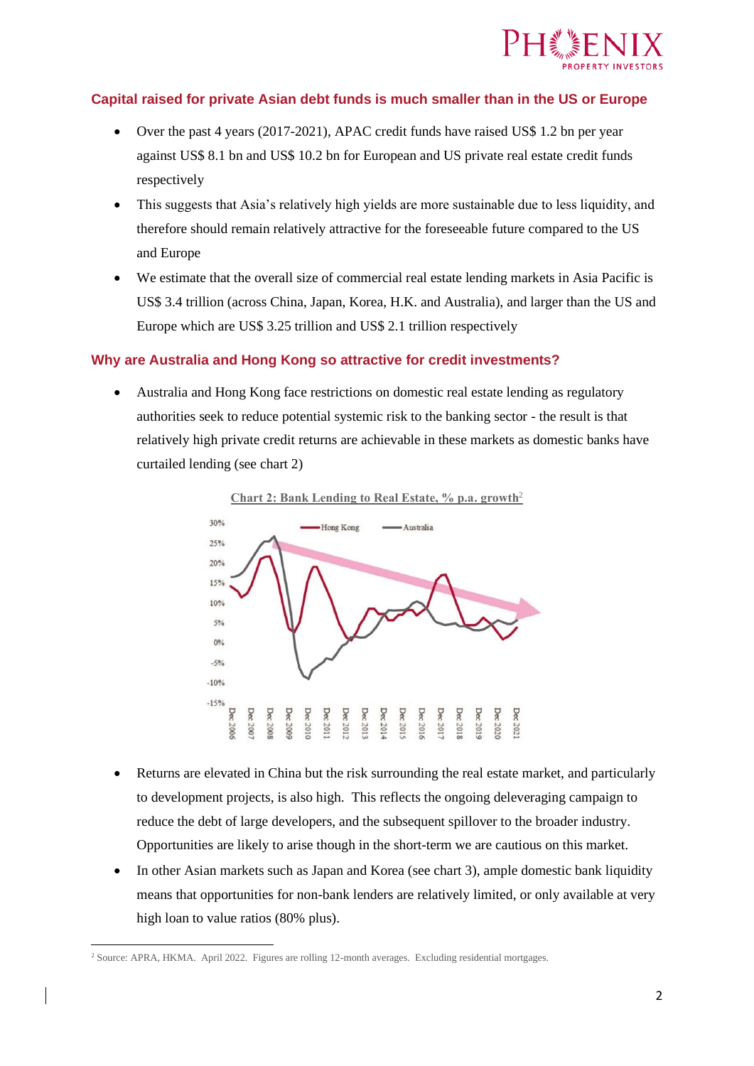## Capital raised for private Asian debt funds is much smaller than in the US or Europe

- Over the past 4 years (2017-2021), APAC credit funds have raised US$ 1.2 bn per year against US$ 8.1 bn and US$ 10.2 bn for European and US private real estate credit funds respectively
- This suggests that Asia's relatively high yields are more sustainable due to less liquidity, and therefore should remain relatively attractive for the foreseeable future compared to the US and Europe
- We estimate that the overall size of commercial real estate lending markets in Asia Pacific is US$ 3.4 trillion (across China, Japan, Korea, H.K. and Australia), and larger than the US and Europe which are US$ 3.25 trillion and US$ 2.1 trillion respectively

## Why are Australia and Hong Kong so attractive for credit investments?

- Australia and Hong Kong face restrictions on domestic real estate lending as regulatory authorities seek to reduce potential systemic risk to the banking sector - the result is that relatively high private credit returns are achievable in these markets as domestic banks have curtailed lending (see chart 2)

**Chart 2: Bank Lending to Real Estate, % p.a. growth**[2]

- Returns are elevated in China but the risk surrounding the real estate market, and particularly to development projects, is also high. This reflects the ongoing deleveraging campaign to reduce the debt of large developers, and the subsequent spillover to the broader industry. Opportunities are likely to arise though in the short-term we are cautious on this market.
- In other Asian markets such as Japan and Korea (see chart 3), ample domestic bank liquidity means that opportunities for non-bank lenders are relatively limited, or only available at very high loan to value ratios (80% plus).

[2] Source: APRA, HKMA. April 2022. Figures are rolling 12-month averages. Excluding residential mortgages.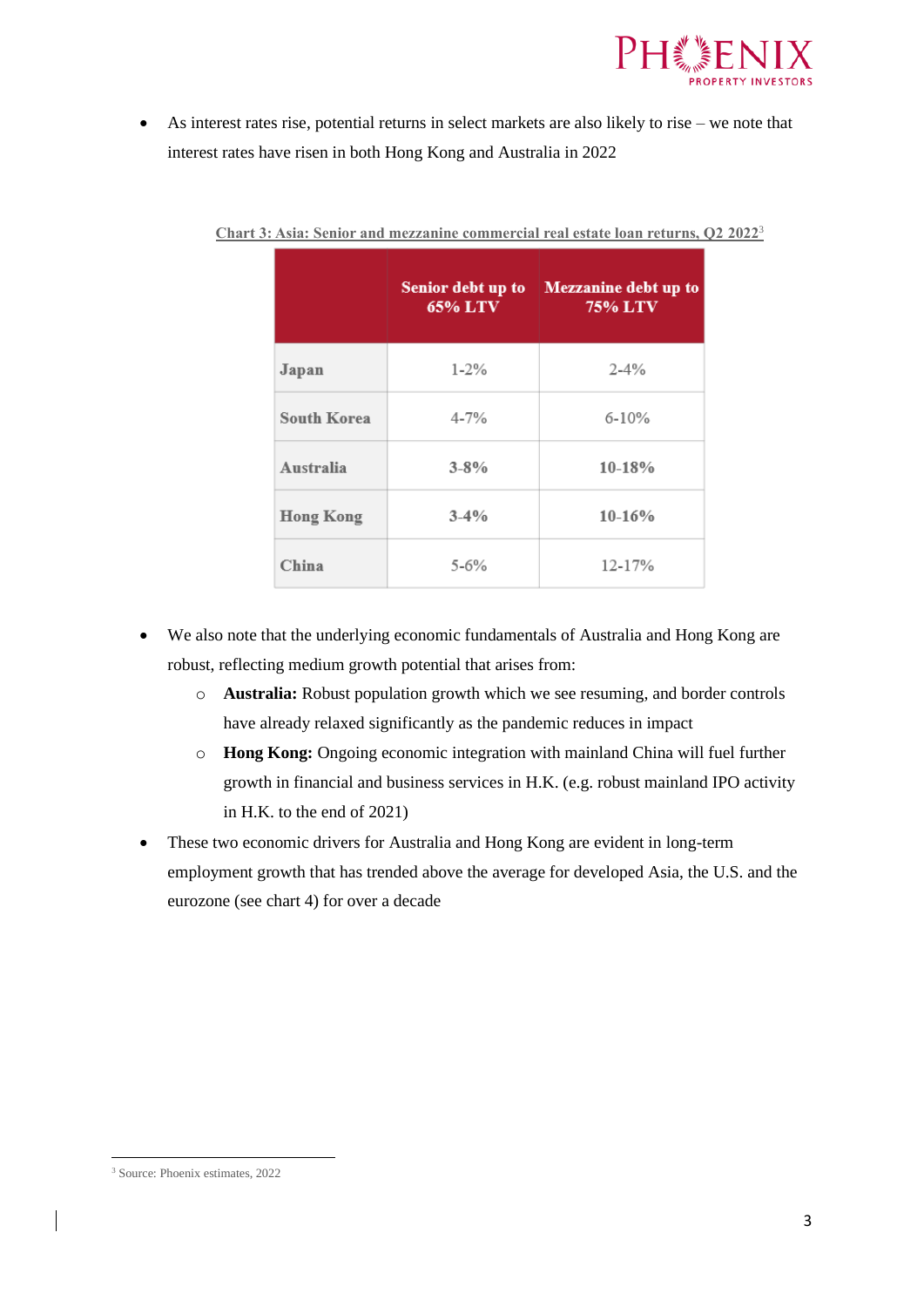- As interest rates rise, potential returns in select markets are also likely to rise – we note that interest rates have risen in both Hong Kong and Australia in 2022

Chart 3: Asia: Senior and mezzanine commercial real estate loan returns, Q2 2022[3]

| | Senior debt up to 65% LTV | Mezzanine debt up to 75% LTV |
|---|---|---|
| **Japan** | 1-2% | 2-4% |
| **South Korea** | 4-7% | 6-10% |
| **Australia** | **3-8%** | **10-18%** |
| **Hong Kong** | **3-4%** | **10-16%** |
| **China** | 5-6% | 12-17% |

- We also note that the underlying economic fundamentals of Australia and Hong Kong are robust, reflecting medium growth potential that arises from:
  - **Australia:** Robust population growth which we see resuming, and border controls have already relaxed significantly as the pandemic reduces in impact
  - **Hong Kong:** Ongoing economic integration with mainland China will fuel further growth in financial and business services in H.K. (e.g. robust mainland IPO activity in H.K. to the end of 2021)
- These two economic drivers for Australia and Hong Kong are evident in long-term employment growth that has trended above the average for developed Asia, the U.S. and the eurozone (see chart 4) for over a decade

[3] Source: Phoenix estimates, 2022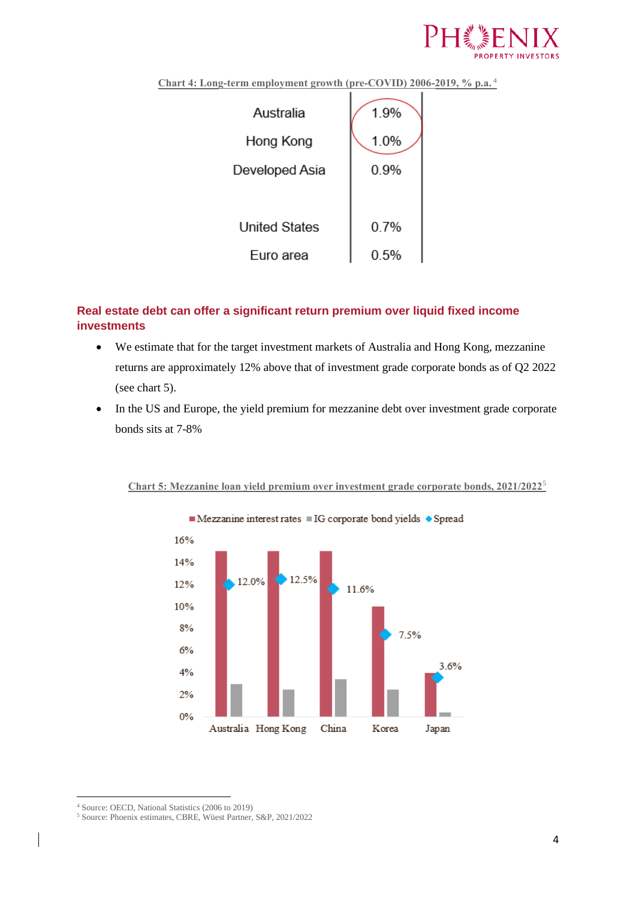Chart 4: Long-term employment growth (pre-COVID) 2006-2019, % p.a.[4]

| | |
|---|---|
| Australia | 1.9% |
| Hong Kong | 1.0% |
| Developed Asia | 0.9% |
| United States | 0.7% |
| Euro area | 0.5% |

## Real estate debt can offer a significant return premium over liquid fixed income investments

- We estimate that for the target investment markets of Australia and Hong Kong, mezzanine returns are approximately 12% above that of investment grade corporate bonds as of Q2 2022 (see chart 5).
- In the US and Europe, the yield premium for mezzanine debt over investment grade corporate bonds sits at 7-8%

Chart 5: Mezzanine loan yield premium over investment grade corporate bonds, 2021/2022[5]

| | Mezzanine interest rates | IG corporate bond yields | Spread |
|---|---|---|---|
| Australia | | | 12.0% |
| Hong Kong | | | 12.5% |
| China | | | 11.6% |
| Korea | | | 7.5% |
| Japan | | | 3.6% |

[4] Source: OECD, National Statistics (2006 to 2019)
[5] Source: Phoenix estimates, CBRE, Wüest Partner, S&P, 2021/2022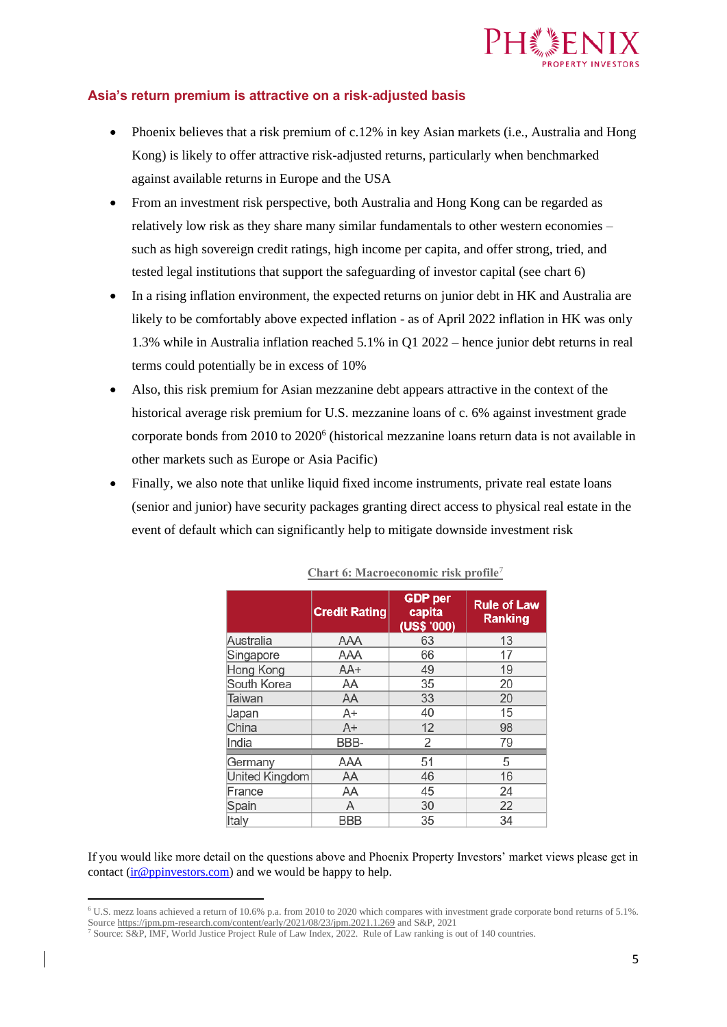## Asia's return premium is attractive on a risk-adjusted basis

- Phoenix believes that a risk premium of c.12% in key Asian markets (i.e., Australia and Hong Kong) is likely to offer attractive risk-adjusted returns, particularly when benchmarked against available returns in Europe and the USA
- From an investment risk perspective, both Australia and Hong Kong can be regarded as relatively low risk as they share many similar fundamentals to other western economies – such as high sovereign credit ratings, high income per capita, and offer strong, tried, and tested legal institutions that support the safeguarding of investor capital (see chart 6)
- In a rising inflation environment, the expected returns on junior debt in HK and Australia are likely to be comfortably above expected inflation - as of April 2022 inflation in HK was only 1.3% while in Australia inflation reached 5.1% in Q1 2022 – hence junior debt returns in real terms could potentially be in excess of 10%
- Also, this risk premium for Asian mezzanine debt appears attractive in the context of the historical average risk premium for U.S. mezzanine loans of c. 6% against investment grade corporate bonds from 2010 to 2020[6] (historical mezzanine loans return data is not available in other markets such as Europe or Asia Pacific)
- Finally, we also note that unlike liquid fixed income instruments, private real estate loans (senior and junior) have security packages granting direct access to physical real estate in the event of default which can significantly help to mitigate downside investment risk

**Chart 6: Macroeconomic risk profile**[7]

| | Credit Rating | GDP per capita (US$ '000) | Rule of Law Ranking |
|---|---|---|---|
| Australia | AAA | 63 | 13 |
| Singapore | AAA | 66 | 17 |
| Hong Kong | AA+ | 49 | 19 |
| South Korea | AA | 35 | 20 |
| Taiwan | AA | 33 | 20 |
| Japan | A+ | 40 | 15 |
| China | A+ | 12 | 98 |
| India | BBB- | 2 | 79 |
| Germany | AAA | 51 | 5 |
| United Kingdom | AA | 46 | 16 |
| France | AA | 45 | 24 |
| Spain | A | 30 | 22 |
| Italy | BBB | 35 | 34 |

If you would like more detail on the questions above and Phoenix Property Investors' market views please get in contact (ir@ppinvestors.com) and we would be happy to help.

---

[6] U.S. mezz loans achieved a return of 10.6% p.a. from 2010 to 2020 which compares with investment grade corporate bond returns of 5.1%. Source https://jpm.pm-research.com/content/early/2021/08/23/jpm.2021.1.269 and S&P, 2021

[7] Source: S&P, IMF, World Justice Project Rule of Law Index, 2022. Rule of Law ranking is out of 140 countries.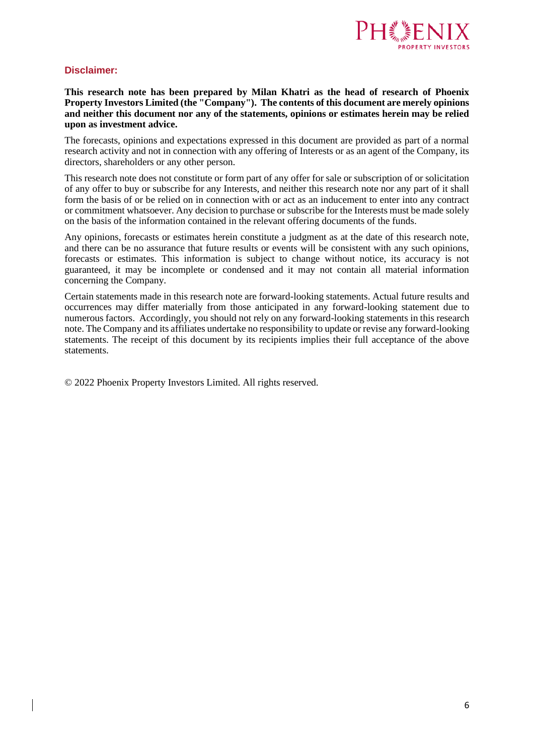## Disclaimer:

**This research note has been prepared by Milan Khatri as the head of research of Phoenix Property Investors Limited (the "Company"). The contents of this document are merely opinions and neither this document nor any of the statements, opinions or estimates herein may be relied upon as investment advice.**

The forecasts, opinions and expectations expressed in this document are provided as part of a normal research activity and not in connection with any offering of Interests or as an agent of the Company, its directors, shareholders or any other person.

This research note does not constitute or form part of any offer for sale or subscription of or solicitation of any offer to buy or subscribe for any Interests, and neither this research note nor any part of it shall form the basis of or be relied on in connection with or act as an inducement to enter into any contract or commitment whatsoever. Any decision to purchase or subscribe for the Interests must be made solely on the basis of the information contained in the relevant offering documents of the funds.

Any opinions, forecasts or estimates herein constitute a judgment as at the date of this research note, and there can be no assurance that future results or events will be consistent with any such opinions, forecasts or estimates. This information is subject to change without notice, its accuracy is not guaranteed, it may be incomplete or condensed and it may not contain all material information concerning the Company.

Certain statements made in this research note are forward-looking statements. Actual future results and occurrences may differ materially from those anticipated in any forward-looking statement due to numerous factors. Accordingly, you should not rely on any forward-looking statements in this research note. The Company and its affiliates undertake no responsibility to update or revise any forward-looking statements. The receipt of this document by its recipients implies their full acceptance of the above statements.

© 2022 Phoenix Property Investors Limited. All rights reserved.